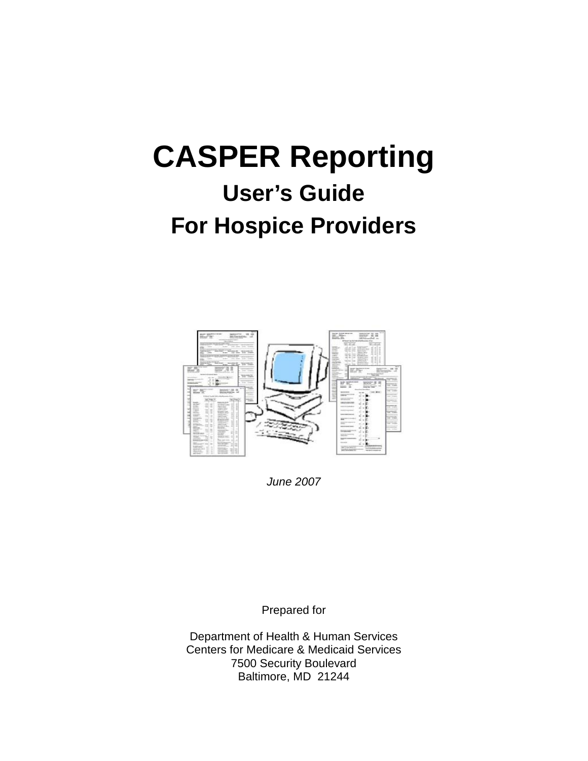# CASPER Reporting

## User's Guide

## For Hospice Providers

*June 2007*

Prepared for

Department of Health & Human Services
Centers for Medicare & Medicaid Services
7500 Security Boulevard
Baltimore, MD 21244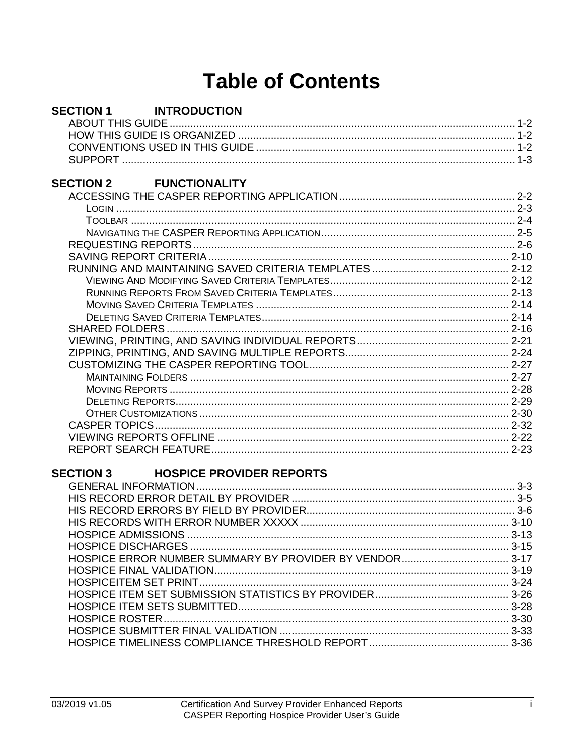# Table of Contents

**SECTION 1 INTRODUCTION**

- ABOUT THIS GUIDE ........ 1-2
- HOW THIS GUIDE IS ORGANIZED ........ 1-2
- CONVENTIONS USED IN THIS GUIDE ........ 1-2
- SUPPORT ........ 1-3

**SECTION 2 FUNCTIONALITY**

- ACCESSING THE CASPER REPORTING APPLICATION ........ 2-2
  - LOGIN ........ 2-3
  - TOOLBAR ........ 2-4
  - NAVIGATING THE CASPER REPORTING APPLICATION ........ 2-5
- REQUESTING REPORTS ........ 2-6
- SAVING REPORT CRITERIA ........ 2-10
- RUNNING AND MAINTAINING SAVED CRITERIA TEMPLATES ........ 2-12
  - VIEWING AND MODIFYING SAVED CRITERIA TEMPLATES ........ 2-12
  - RUNNING REPORTS FROM SAVED CRITERIA TEMPLATES ........ 2-13
  - MOVING SAVED CRITERIA TEMPLATES ........ 2-14
  - DELETING SAVED CRITERIA TEMPLATES ........ 2-14
- SHARED FOLDERS ........ 2-16
- VIEWING, PRINTING, AND SAVING INDIVIDUAL REPORTS ........ 2-21
- ZIPPING, PRINTING, AND SAVING MULTIPLE REPORTS ........ 2-24
- CUSTOMIZING THE CASPER REPORTING TOOL ........ 2-27
  - MAINTAINING FOLDERS ........ 2-27
  - MOVING REPORTS ........ 2-28
  - DELETING REPORTS ........ 2-29
  - OTHER CUSTOMIZATIONS ........ 2-30
- CASPER TOPICS ........ 2-32
- VIEWING REPORTS OFFLINE ........ 2-22
- REPORT SEARCH FEATURE ........ 2-23

**SECTION 3 HOSPICE PROVIDER REPORTS**

- GENERAL INFORMATION ........ 3-3
- HIS RECORD ERROR DETAIL BY PROVIDER ........ 3-5
- HIS RECORD ERRORS BY FIELD BY PROVIDER ........ 3-6
- HIS RECORDS WITH ERROR NUMBER XXXXX ........ 3-10
- HOSPICE ADMISSIONS ........ 3-13
- HOSPICE DISCHARGES ........ 3-15
- HOSPICE ERROR NUMBER SUMMARY BY PROVIDER BY VENDOR ........ 3-17
- HOSPICE FINAL VALIDATION ........ 3-19
- HOSPICEITEM SET PRINT ........ 3-24
- HOSPICE ITEM SET SUBMISSION STATISTICS BY PROVIDER ........ 3-26
- HOSPICE ITEM SETS SUBMITTED ........ 3-28
- HOSPICE ROSTER ........ 3-30
- HOSPICE SUBMITTER FINAL VALIDATION ........ 3-33
- HOSPICE TIMELINESS COMPLIANCE THRESHOLD REPORT ........ 3-36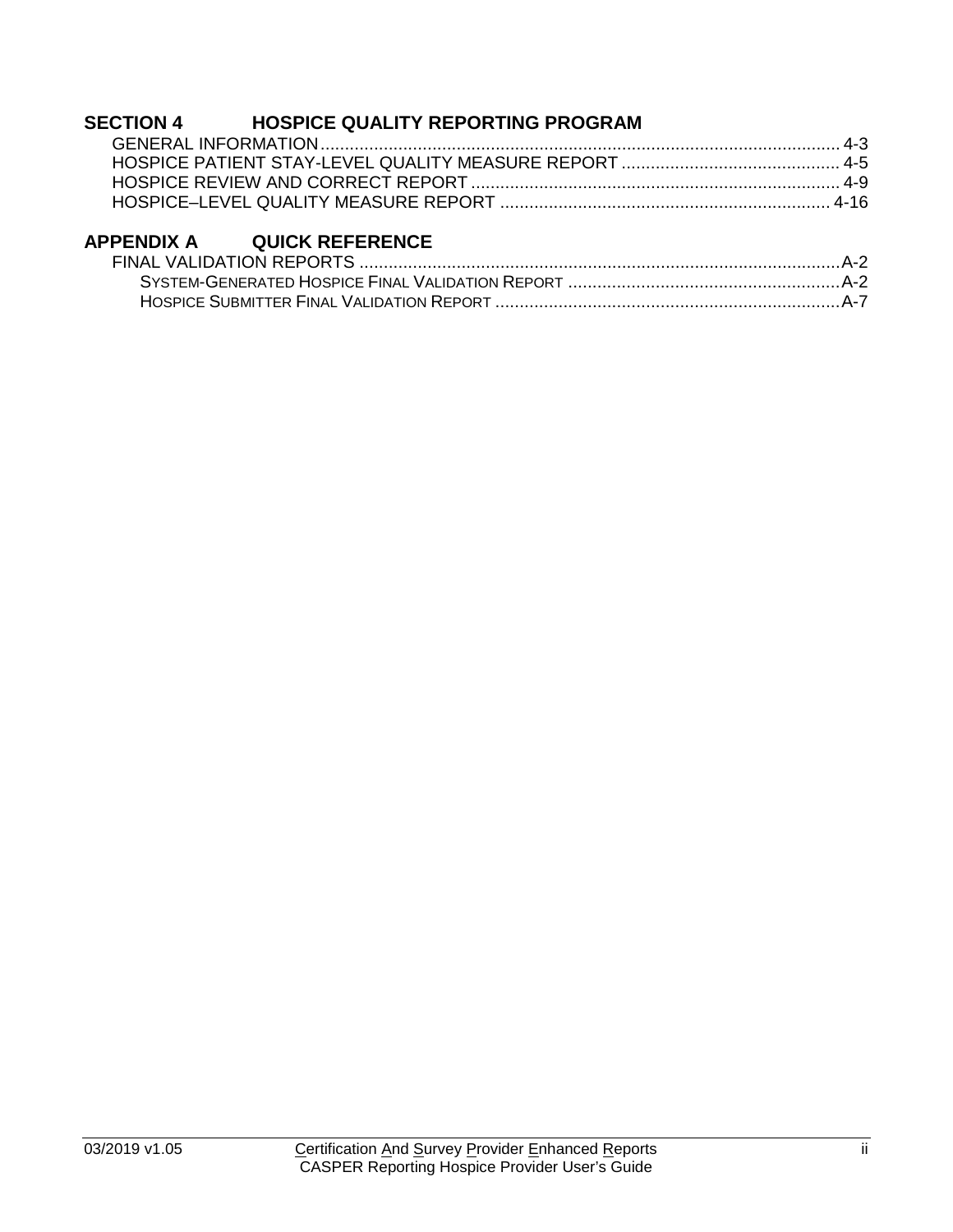## SECTION 4 HOSPICE QUALITY REPORTING PROGRAM

GENERAL INFORMATION ........................................................................................................ 4-3
HOSPICE PATIENT STAY-LEVEL QUALITY MEASURE REPORT ............................................. 4-5
HOSPICE REVIEW AND CORRECT REPORT ............................................................................ 4-9
HOSPICE–LEVEL QUALITY MEASURE REPORT .................................................................... 4-16

## APPENDIX A QUICK REFERENCE

FINAL VALIDATION REPORTS ...................................................................................................A-2
SYSTEM-GENERATED HOSPICE FINAL VALIDATION REPORT ........................................................A-2
HOSPICE SUBMITTER FINAL VALIDATION REPORT ........................................................................A-7